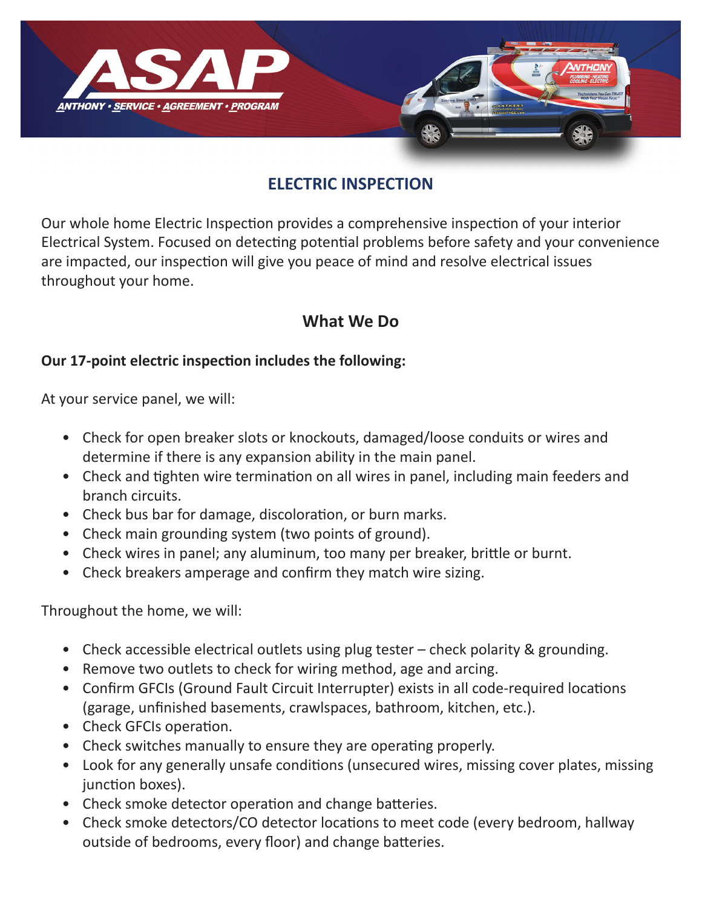# ASAP

ANTHONY • SERVICE • AGREEMENT • PROGRAM

## ELECTRIC INSPECTION

Our whole home Electric Inspection provides a comprehensive inspection of your interior Electrical System. Focused on detecting potential problems before safety and your convenience are impacted, our inspection will give you peace of mind and resolve electrical issues throughout your home.

### What We Do

**Our 17-point electric inspection includes the following:**

At your service panel, we will:

- Check for open breaker slots or knockouts, damaged/loose conduits or wires and determine if there is any expansion ability in the main panel.
- Check and tighten wire termination on all wires in panel, including main feeders and branch circuits.
- Check bus bar for damage, discoloration, or burn marks.
- Check main grounding system (two points of ground).
- Check wires in panel; any aluminum, too many per breaker, brittle or burnt.
- Check breakers amperage and confirm they match wire sizing.

Throughout the home, we will:

- Check accessible electrical outlets using plug tester – check polarity & grounding.
- Remove two outlets to check for wiring method, age and arcing.
- Confirm GFCIs (Ground Fault Circuit Interrupter) exists in all code-required locations (garage, unfinished basements, crawlspaces, bathroom, kitchen, etc.).
- Check GFCIs operation.
- Check switches manually to ensure they are operating properly.
- Look for any generally unsafe conditions (unsecured wires, missing cover plates, missing junction boxes).
- Check smoke detector operation and change batteries.
- Check smoke detectors/CO detector locations to meet code (every bedroom, hallway outside of bedrooms, every floor) and change batteries.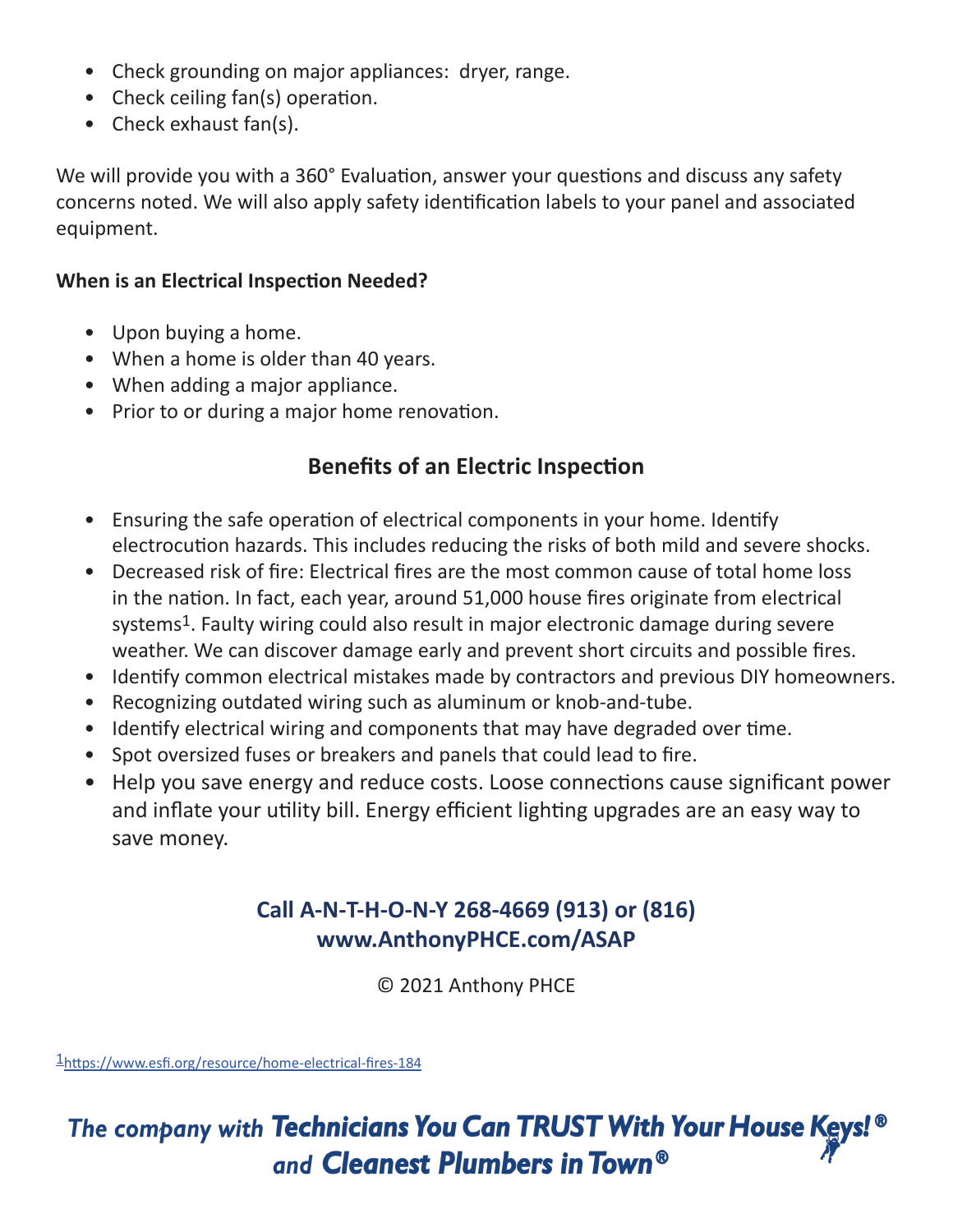- Check grounding on major appliances: dryer, range.
- Check ceiling fan(s) operation.
- Check exhaust fan(s).

We will provide you with a 360° Evaluation, answer your questions and discuss any safety concerns noted. We will also apply safety identification labels to your panel and associated equipment.

**When is an Electrical Inspection Needed?**

- Upon buying a home.
- When a home is older than 40 years.
- When adding a major appliance.
- Prior to or during a major home renovation.

## Benefits of an Electric Inspection

- Ensuring the safe operation of electrical components in your home. Identify electrocution hazards. This includes reducing the risks of both mild and severe shocks.
- Decreased risk of fire: Electrical fires are the most common cause of total home loss in the nation. In fact, each year, around 51,000 house fires originate from electrical systems[1]. Faulty wiring could also result in major electronic damage during severe weather. We can discover damage early and prevent short circuits and possible fires.
- Identify common electrical mistakes made by contractors and previous DIY homeowners.
- Recognizing outdated wiring such as aluminum or knob-and-tube.
- Identify electrical wiring and components that may have degraded over time.
- Spot oversized fuses or breakers and panels that could lead to fire.
- Help you save energy and reduce costs. Loose connections cause significant power and inflate your utility bill. Energy efficient lighting upgrades are an easy way to save money.

**Call A-N-T-H-O-N-Y 268-4669 (913) or (816)**
**www.AnthonyPHCE.com/ASAP**

© 2021 Anthony PHCE

[1] https://www.esfi.org/resource/home-electrical-fires-184

*The company with* ***Technicians You Can TRUST With Your House Keys!®*** *and* ***Cleanest Plumbers in Town®***